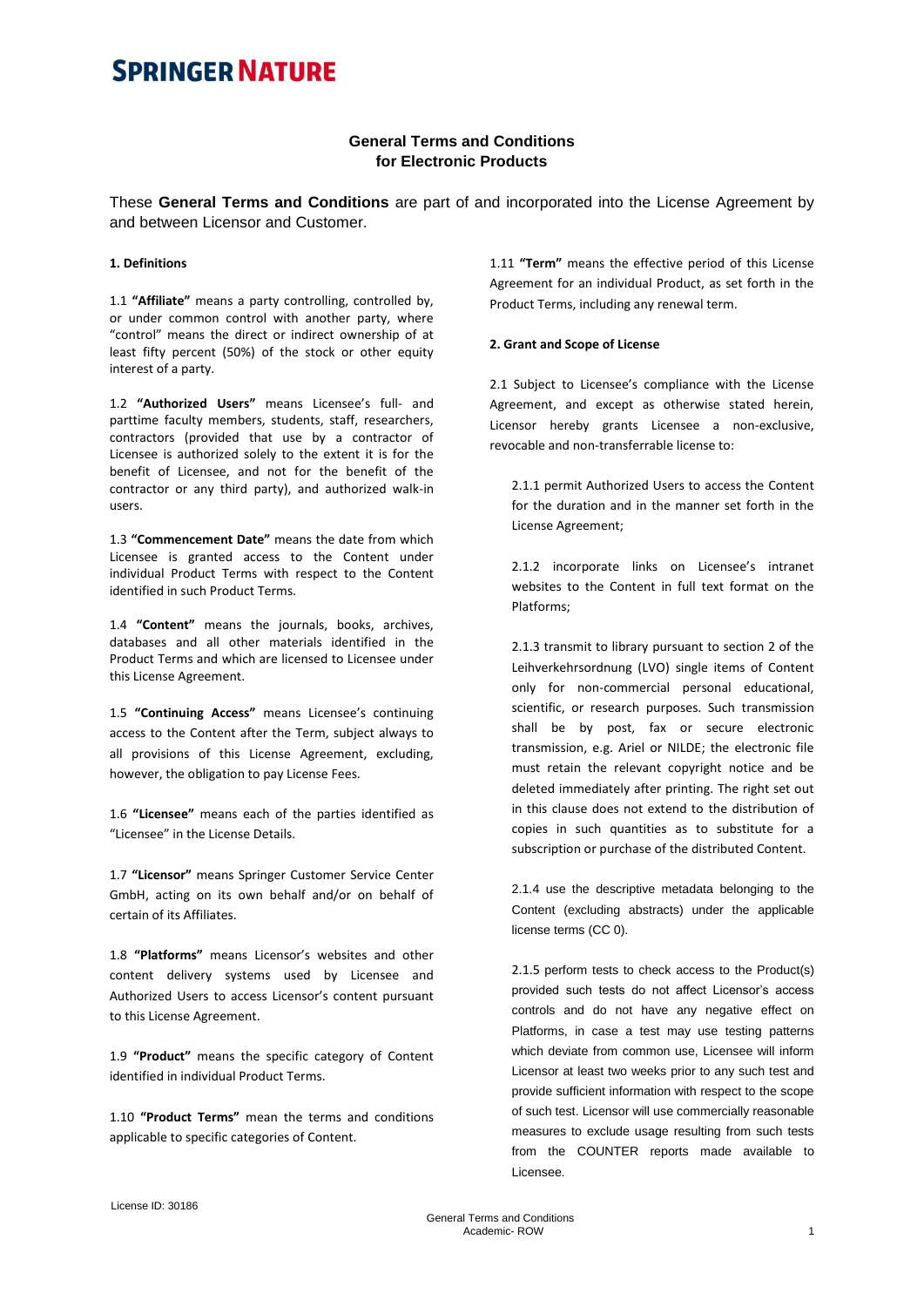# SPRINGER NATURE

## General Terms and Conditions for Electronic Products

These **General Terms and Conditions** are part of and incorporated into the License Agreement by and between Licensor and Customer.

### 1. Definitions

1.1 **"Affiliate"** means a party controlling, controlled by, or under common control with another party, where "control" means the direct or indirect ownership of at least fifty percent (50%) of the stock or other equity interest of a party.

1.2 **"Authorized Users"** means Licensee's full- and parttime faculty members, students, staff, researchers, contractors (provided that use by a contractor of Licensee is authorized solely to the extent it is for the benefit of Licensee, and not for the benefit of the contractor or any third party), and authorized walk-in users.

1.3 **"Commencement Date"** means the date from which Licensee is granted access to the Content under individual Product Terms with respect to the Content identified in such Product Terms.

1.4 **"Content"** means the journals, books, archives, databases and all other materials identified in the Product Terms and which are licensed to Licensee under this License Agreement.

1.5 **"Continuing Access"** means Licensee's continuing access to the Content after the Term, subject always to all provisions of this License Agreement, excluding, however, the obligation to pay License Fees.

1.6 **"Licensee"** means each of the parties identified as "Licensee" in the License Details.

1.7 **"Licensor"** means Springer Customer Service Center GmbH, acting on its own behalf and/or on behalf of certain of its Affiliates.

1.8 **"Platforms"** means Licensor's websites and other content delivery systems used by Licensee and Authorized Users to access Licensor's content pursuant to this License Agreement.

1.9 **"Product"** means the specific category of Content identified in individual Product Terms.

1.10 **"Product Terms"** mean the terms and conditions applicable to specific categories of Content.

1.11 **"Term"** means the effective period of this License Agreement for an individual Product, as set forth in the Product Terms, including any renewal term.

### 2. Grant and Scope of License

2.1 Subject to Licensee's compliance with the License Agreement, and except as otherwise stated herein, Licensor hereby grants Licensee a non-exclusive, revocable and non-transferrable license to:

2.1.1 permit Authorized Users to access the Content for the duration and in the manner set forth in the License Agreement;

2.1.2 incorporate links on Licensee's intranet websites to the Content in full text format on the Platforms;

2.1.3 transmit to library pursuant to section 2 of the Leihverkehrsordnung (LVO) single items of Content only for non-commercial personal educational, scientific, or research purposes. Such transmission shall be by post, fax or secure electronic transmission, e.g. Ariel or NILDE; the electronic file must retain the relevant copyright notice and be deleted immediately after printing. The right set out in this clause does not extend to the distribution of copies in such quantities as to substitute for a subscription or purchase of the distributed Content.

2.1.4 use the descriptive metadata belonging to the Content (excluding abstracts) under the applicable license terms (CC 0).

2.1.5 perform tests to check access to the Product(s) provided such tests do not affect Licensor's access controls and do not have any negative effect on Platforms, in case a test may use testing patterns which deviate from common use, Licensee will inform Licensor at least two weeks prior to any such test and provide sufficient information with respect to the scope of such test. Licensor will use commercially reasonable measures to exclude usage resulting from such tests from the COUNTER reports made available to Licensee.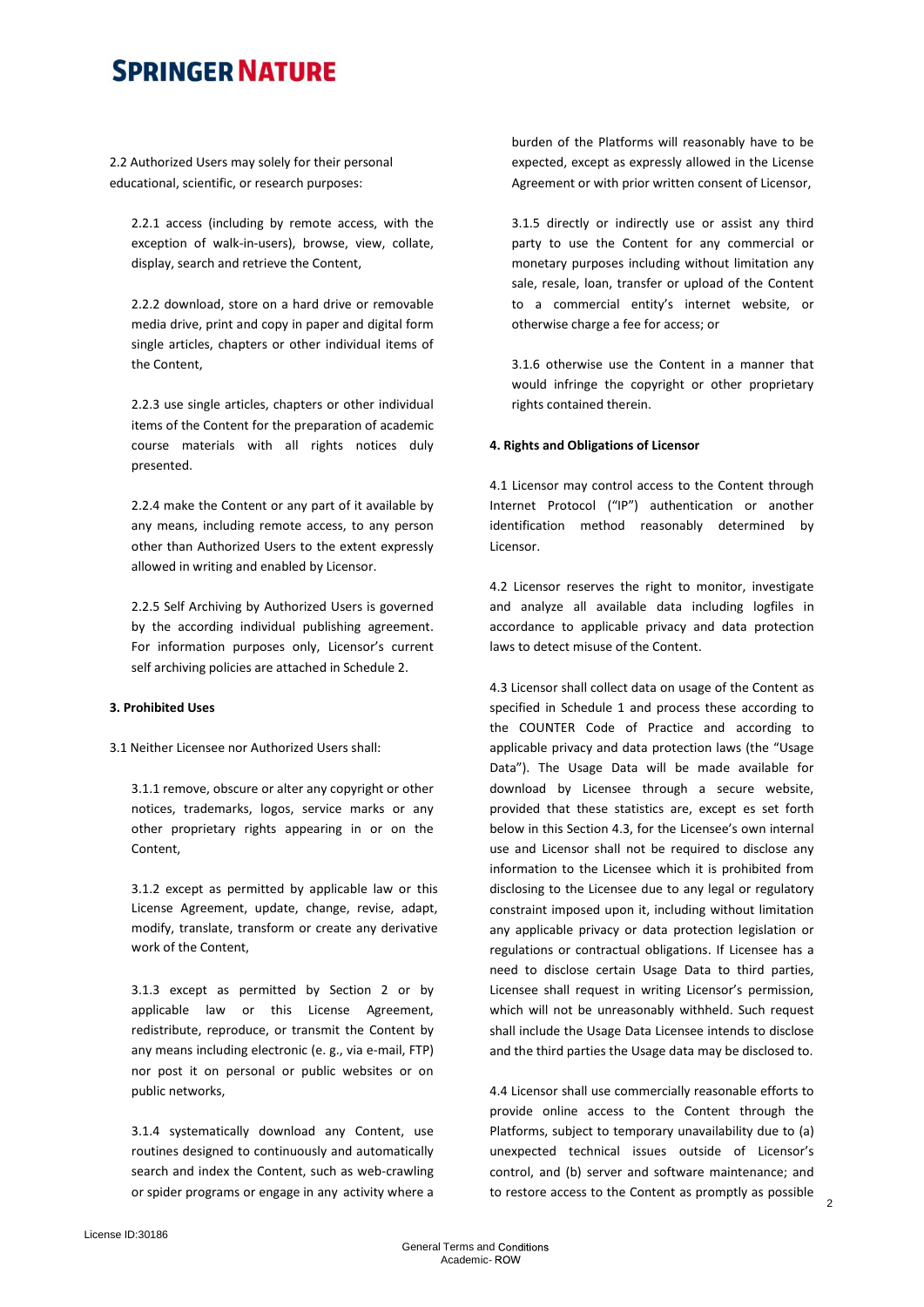2.2 Authorized Users may solely for their personal educational, scientific, or research purposes:

2.2.1 access (including by remote access, with the exception of walk-in-users), browse, view, collate, display, search and retrieve the Content,

2.2.2 download, store on a hard drive or removable media drive, print and copy in paper and digital form single articles, chapters or other individual items of the Content,

2.2.3 use single articles, chapters or other individual items of the Content for the preparation of academic course materials with all rights notices duly presented.

2.2.4 make the Content or any part of it available by any means, including remote access, to any person other than Authorized Users to the extent expressly allowed in writing and enabled by Licensor.

2.2.5 Self Archiving by Authorized Users is governed by the according individual publishing agreement. For information purposes only, Licensor's current self archiving policies are attached in Schedule 2.

**3. Prohibited Uses**

3.1 Neither Licensee nor Authorized Users shall:

3.1.1 remove, obscure or alter any copyright or other notices, trademarks, logos, service marks or any other proprietary rights appearing in or on the Content,

3.1.2 except as permitted by applicable law or this License Agreement, update, change, revise, adapt, modify, translate, transform or create any derivative work of the Content,

3.1.3 except as permitted by Section 2 or by applicable law or this License Agreement, redistribute, reproduce, or transmit the Content by any means including electronic (e. g., via e-mail, FTP) nor post it on personal or public websites or on public networks,

3.1.4 systematically download any Content, use routines designed to continuously and automatically search and index the Content, such as web-crawling or spider programs or engage in any activity where a burden of the Platforms will reasonably have to be expected, except as expressly allowed in the License Agreement or with prior written consent of Licensor,

3.1.5 directly or indirectly use or assist any third party to use the Content for any commercial or monetary purposes including without limitation any sale, resale, loan, transfer or upload of the Content to a commercial entity's internet website, or otherwise charge a fee for access; or

3.1.6 otherwise use the Content in a manner that would infringe the copyright or other proprietary rights contained therein.

**4. Rights and Obligations of Licensor**

4.1 Licensor may control access to the Content through Internet Protocol ("IP") authentication or another identification method reasonably determined by Licensor.

4.2 Licensor reserves the right to monitor, investigate and analyze all available data including logfiles in accordance to applicable privacy and data protection laws to detect misuse of the Content.

4.3 Licensor shall collect data on usage of the Content as specified in Schedule 1 and process these according to the COUNTER Code of Practice and according to applicable privacy and data protection laws (the "Usage Data"). The Usage Data will be made available for download by Licensee through a secure website, provided that these statistics are, except es set forth below in this Section 4.3, for the Licensee's own internal use and Licensor shall not be required to disclose any information to the Licensee which it is prohibited from disclosing to the Licensee due to any legal or regulatory constraint imposed upon it, including without limitation any applicable privacy or data protection legislation or regulations or contractual obligations. If Licensee has a need to disclose certain Usage Data to third parties, Licensee shall request in writing Licensor's permission, which will not be unreasonably withheld. Such request shall include the Usage Data Licensee intends to disclose and the third parties the Usage data may be disclosed to.

4.4 Licensor shall use commercially reasonable efforts to provide online access to the Content through the Platforms, subject to temporary unavailability due to (a) unexpected technical issues outside of Licensor's control, and (b) server and software maintenance; and to restore access to the Content as promptly as possible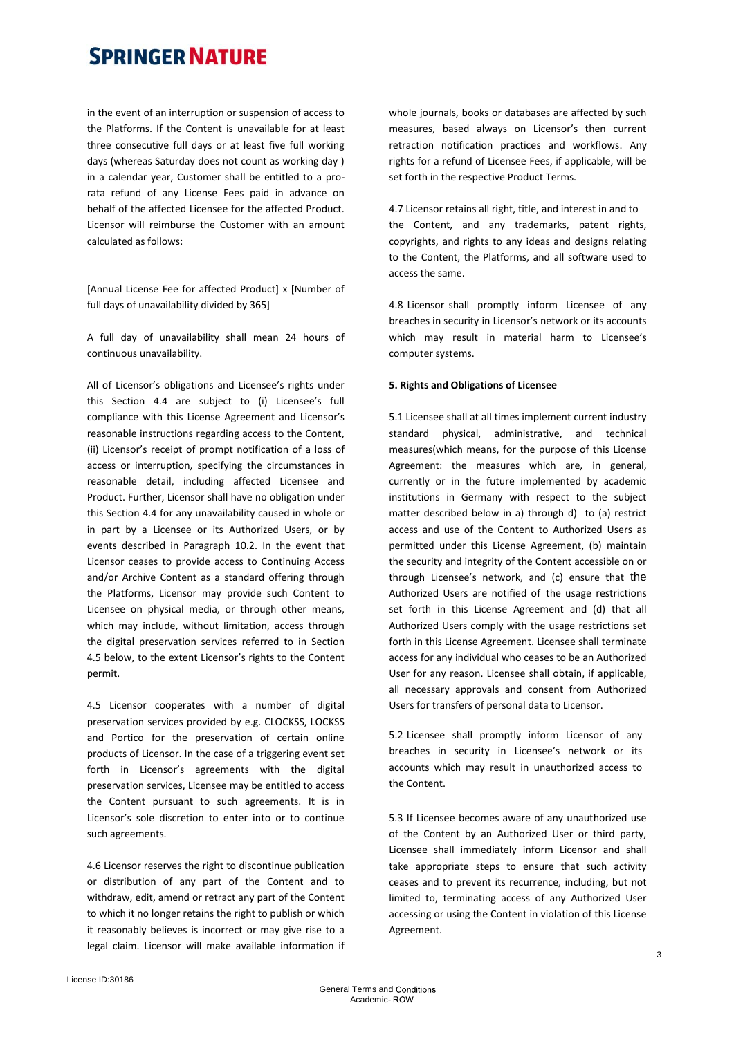in the event of an interruption or suspension of access to the Platforms. If the Content is unavailable for at least three consecutive full days or at least five full working days (whereas Saturday does not count as working day ) in a calendar year, Customer shall be entitled to a pro-rata refund of any License Fees paid in advance on behalf of the affected Licensee for the affected Product. Licensor will reimburse the Customer with an amount calculated as follows:

[Annual License Fee for affected Product] x [Number of full days of unavailability divided by 365]

A full day of unavailability shall mean 24 hours of continuous unavailability.

All of Licensor's obligations and Licensee's rights under this Section 4.4 are subject to (i) Licensee's full compliance with this License Agreement and Licensor's reasonable instructions regarding access to the Content, (ii) Licensor's receipt of prompt notification of a loss of access or interruption, specifying the circumstances in reasonable detail, including affected Licensee and Product. Further, Licensor shall have no obligation under this Section 4.4 for any unavailability caused in whole or in part by a Licensee or its Authorized Users, or by events described in Paragraph 10.2. In the event that Licensor ceases to provide access to Continuing Access and/or Archive Content as a standard offering through the Platforms, Licensor may provide such Content to Licensee on physical media, or through other means, which may include, without limitation, access through the digital preservation services referred to in Section 4.5 below, to the extent Licensor's rights to the Content permit.

4.5 Licensor cooperates with a number of digital preservation services provided by e.g. CLOCKSS, LOCKSS and Portico for the preservation of certain online products of Licensor. In the case of a triggering event set forth in Licensor's agreements with the digital preservation services, Licensee may be entitled to access the Content pursuant to such agreements. It is in Licensor's sole discretion to enter into or to continue such agreements.

4.6 Licensor reserves the right to discontinue publication or distribution of any part of the Content and to withdraw, edit, amend or retract any part of the Content to which it no longer retains the right to publish or which it reasonably believes is incorrect or may give rise to a legal claim. Licensor will make available information if whole journals, books or databases are affected by such measures, based always on Licensor's then current retraction notification practices and workflows. Any rights for a refund of Licensee Fees, if applicable, will be set forth in the respective Product Terms.

4.7 Licensor retains all right, title, and interest in and to the Content, and any trademarks, patent rights, copyrights, and rights to any ideas and designs relating to the Content, the Platforms, and all software used to access the same.

4.8 Licensor shall promptly inform Licensee of any breaches in security in Licensor's network or its accounts which may result in material harm to Licensee's computer systems.

**5. Rights and Obligations of Licensee**

5.1 Licensee shall at all times implement current industry standard physical, administrative, and technical measures(which means, for the purpose of this License Agreement: the measures which are, in general, currently or in the future implemented by academic institutions in Germany with respect to the subject matter described below in a) through d) to (a) restrict access and use of the Content to Authorized Users as permitted under this License Agreement, (b) maintain the security and integrity of the Content accessible on or through Licensee's network, and (c) ensure that the Authorized Users are notified of the usage restrictions set forth in this License Agreement and (d) that all Authorized Users comply with the usage restrictions set forth in this License Agreement. Licensee shall terminate access for any individual who ceases to be an Authorized User for any reason. Licensee shall obtain, if applicable, all necessary approvals and consent from Authorized Users for transfers of personal data to Licensor.

5.2 Licensee shall promptly inform Licensor of any breaches in security in Licensee's network or its accounts which may result in unauthorized access to the Content.

5.3 If Licensee becomes aware of any unauthorized use of the Content by an Authorized User or third party, Licensee shall immediately inform Licensor and shall take appropriate steps to ensure that such activity ceases and to prevent its recurrence, including, but not limited to, terminating access of any Authorized User accessing or using the Content in violation of this License Agreement.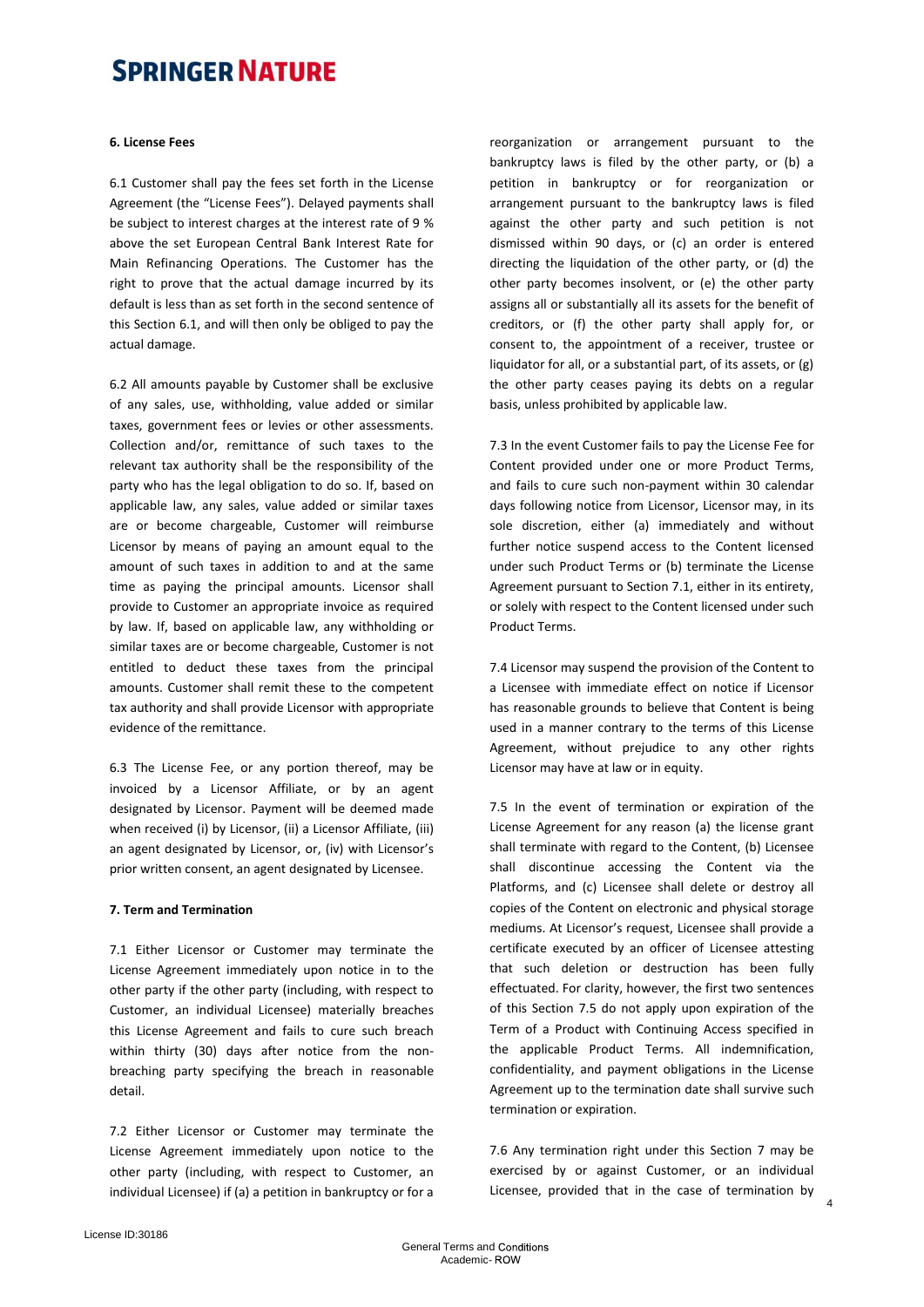**6. License Fees**

6.1 Customer shall pay the fees set forth in the License Agreement (the "License Fees"). Delayed payments shall be subject to interest charges at the interest rate of 9 % above the set European Central Bank Interest Rate for Main Refinancing Operations. The Customer has the right to prove that the actual damage incurred by its default is less than as set forth in the second sentence of this Section 6.1, and will then only be obliged to pay the actual damage.

6.2 All amounts payable by Customer shall be exclusive of any sales, use, withholding, value added or similar taxes, government fees or levies or other assessments. Collection and/or, remittance of such taxes to the relevant tax authority shall be the responsibility of the party who has the legal obligation to do so. If, based on applicable law, any sales, value added or similar taxes are or become chargeable, Customer will reimburse Licensor by means of paying an amount equal to the amount of such taxes in addition to and at the same time as paying the principal amounts. Licensor shall provide to Customer an appropriate invoice as required by law. If, based on applicable law, any withholding or similar taxes are or become chargeable, Customer is not entitled to deduct these taxes from the principal amounts. Customer shall remit these to the competent tax authority and shall provide Licensor with appropriate evidence of the remittance.

6.3 The License Fee, or any portion thereof, may be invoiced by a Licensor Affiliate, or by an agent designated by Licensor. Payment will be deemed made when received (i) by Licensor, (ii) a Licensor Affiliate, (iii) an agent designated by Licensor, or, (iv) with Licensor's prior written consent, an agent designated by Licensee.

**7. Term and Termination**

7.1 Either Licensor or Customer may terminate the License Agreement immediately upon notice in to the other party if the other party (including, with respect to Customer, an individual Licensee) materially breaches this License Agreement and fails to cure such breach within thirty (30) days after notice from the non-breaching party specifying the breach in reasonable detail.

7.2 Either Licensor or Customer may terminate the License Agreement immediately upon notice to the other party (including, with respect to Customer, an individual Licensee) if (a) a petition in bankruptcy or for a reorganization or arrangement pursuant to the bankruptcy laws is filed by the other party, or (b) a petition in bankruptcy or for reorganization or arrangement pursuant to the bankruptcy laws is filed against the other party and such petition is not dismissed within 90 days, or (c) an order is entered directing the liquidation of the other party, or (d) the other party becomes insolvent, or (e) the other party assigns all or substantially all its assets for the benefit of creditors, or (f) the other party shall apply for, or consent to, the appointment of a receiver, trustee or liquidator for all, or a substantial part, of its assets, or (g) the other party ceases paying its debts on a regular basis, unless prohibited by applicable law.

7.3 In the event Customer fails to pay the License Fee for Content provided under one or more Product Terms, and fails to cure such non-payment within 30 calendar days following notice from Licensor, Licensor may, in its sole discretion, either (a) immediately and without further notice suspend access to the Content licensed under such Product Terms or (b) terminate the License Agreement pursuant to Section 7.1, either in its entirety, or solely with respect to the Content licensed under such Product Terms.

7.4 Licensor may suspend the provision of the Content to a Licensee with immediate effect on notice if Licensor has reasonable grounds to believe that Content is being used in a manner contrary to the terms of this License Agreement, without prejudice to any other rights Licensor may have at law or in equity.

7.5 In the event of termination or expiration of the License Agreement for any reason (a) the license grant shall terminate with regard to the Content, (b) Licensee shall discontinue accessing the Content via the Platforms, and (c) Licensee shall delete or destroy all copies of the Content on electronic and physical storage mediums. At Licensor's request, Licensee shall provide a certificate executed by an officer of Licensee attesting that such deletion or destruction has been fully effectuated. For clarity, however, the first two sentences of this Section 7.5 do not apply upon expiration of the Term of a Product with Continuing Access specified in the applicable Product Terms. All indemnification, confidentiality, and payment obligations in the License Agreement up to the termination date shall survive such termination or expiration.

7.6 Any termination right under this Section 7 may be exercised by or against Customer, or an individual Licensee, provided that in the case of termination by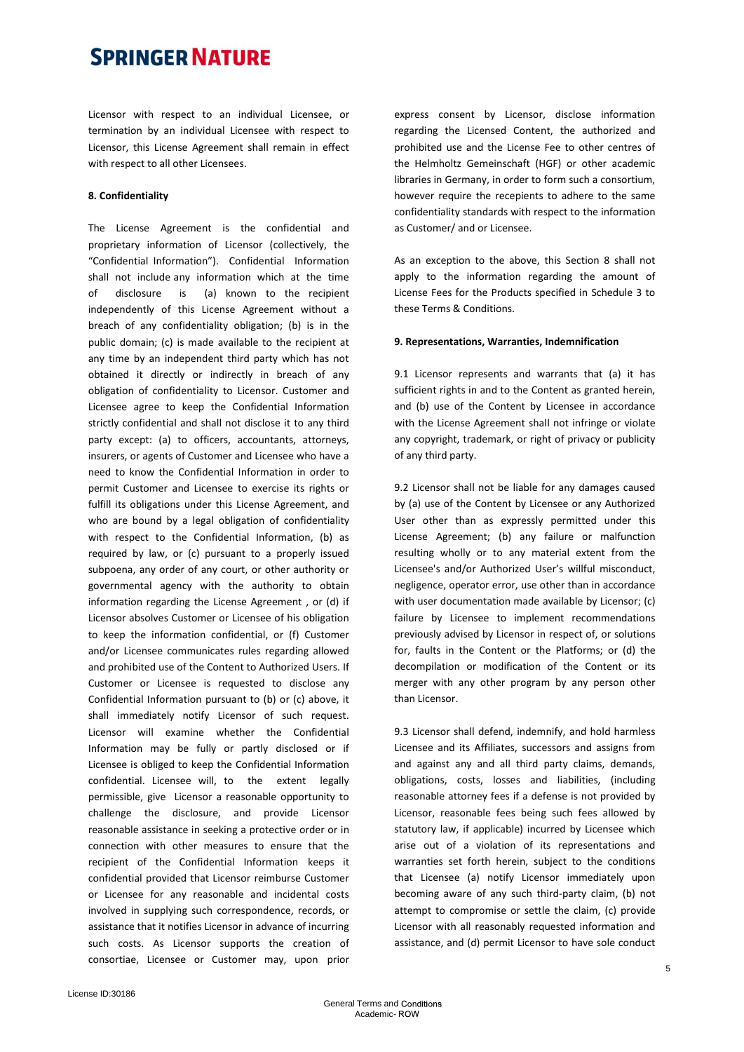Licensor with respect to an individual Licensee, or termination by an individual Licensee with respect to Licensor, this License Agreement shall remain in effect with respect to all other Licensees.

**8. Confidentiality**

The License Agreement is the confidential and proprietary information of Licensor (collectively, the "Confidential Information"). Confidential Information shall not include any information which at the time of disclosure is (a) known to the recipient independently of this License Agreement without a breach of any confidentiality obligation; (b) is in the public domain; (c) is made available to the recipient at any time by an independent third party which has not obtained it directly or indirectly in breach of any obligation of confidentiality to Licensor. Customer and Licensee agree to keep the Confidential Information strictly confidential and shall not disclose it to any third party except: (a) to officers, accountants, attorneys, insurers, or agents of Customer and Licensee who have a need to know the Confidential Information in order to permit Customer and Licensee to exercise its rights or fulfill its obligations under this License Agreement, and who are bound by a legal obligation of confidentiality with respect to the Confidential Information, (b) as required by law, or (c) pursuant to a properly issued subpoena, any order of any court, or other authority or governmental agency with the authority to obtain information regarding the License Agreement , or (d) if Licensor absolves Customer or Licensee of his obligation to keep the information confidential, or (f) Customer and/or Licensee communicates rules regarding allowed and prohibited use of the Content to Authorized Users. If Customer or Licensee is requested to disclose any Confidential Information pursuant to (b) or (c) above, it shall immediately notify Licensor of such request. Licensor will examine whether the Confidential Information may be fully or partly disclosed or if Licensee is obliged to keep the Confidential Information confidential. Licensee will, to the extent legally permissible, give Licensor a reasonable opportunity to challenge the disclosure, and provide Licensor reasonable assistance in seeking a protective order or in connection with other measures to ensure that the recipient of the Confidential Information keeps it confidential provided that Licensor reimburse Customer or Licensee for any reasonable and incidental costs involved in supplying such correspondence, records, or assistance that it notifies Licensor in advance of incurring such costs. As Licensor supports the creation of consortiae, Licensee or Customer may, upon prior express consent by Licensor, disclose information regarding the Licensed Content, the authorized and prohibited use and the License Fee to other centres of the Helmholtz Gemeinschaft (HGF) or other academic libraries in Germany, in order to form such a consortium, however require the recepients to adhere to the same confidentiality standards with respect to the information as Customer/ and or Licensee.

As an exception to the above, this Section 8 shall not apply to the information regarding the amount of License Fees for the Products specified in Schedule 3 to these Terms & Conditions.

**9. Representations, Warranties, Indemnification**

9.1 Licensor represents and warrants that (a) it has sufficient rights in and to the Content as granted herein, and (b) use of the Content by Licensee in accordance with the License Agreement shall not infringe or violate any copyright, trademark, or right of privacy or publicity of any third party.

9.2 Licensor shall not be liable for any damages caused by (a) use of the Content by Licensee or any Authorized User other than as expressly permitted under this License Agreement; (b) any failure or malfunction resulting wholly or to any material extent from the Licensee's and/or Authorized User's willful misconduct, negligence, operator error, use other than in accordance with user documentation made available by Licensor; (c) failure by Licensee to implement recommendations previously advised by Licensor in respect of, or solutions for, faults in the Content or the Platforms; or (d) the decompilation or modification of the Content or its merger with any other program by any person other than Licensor.

9.3 Licensor shall defend, indemnify, and hold harmless Licensee and its Affiliates, successors and assigns from and against any and all third party claims, demands, obligations, costs, losses and liabilities, (including reasonable attorney fees if a defense is not provided by Licensor, reasonable fees being such fees allowed by statutory law, if applicable) incurred by Licensee which arise out of a violation of its representations and warranties set forth herein, subject to the conditions that Licensee (a) notify Licensor immediately upon becoming aware of any such third-party claim, (b) not attempt to compromise or settle the claim, (c) provide Licensor with all reasonably requested information and assistance, and (d) permit Licensor to have sole conduct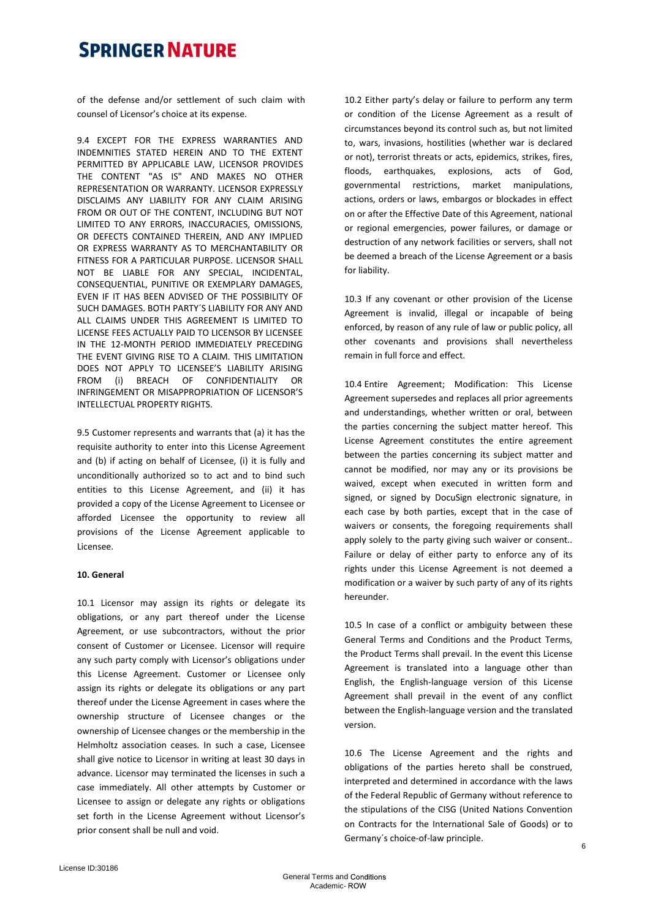of the defense and/or settlement of such claim with counsel of Licensor's choice at its expense.

9.4 EXCEPT FOR THE EXPRESS WARRANTIES AND INDEMNITIES STATED HEREIN AND TO THE EXTENT PERMITTED BY APPLICABLE LAW, LICENSOR PROVIDES THE CONTENT "AS IS" AND MAKES NO OTHER REPRESENTATION OR WARRANTY. LICENSOR EXPRESSLY DISCLAIMS ANY LIABILITY FOR ANY CLAIM ARISING FROM OR OUT OF THE CONTENT, INCLUDING BUT NOT LIMITED TO ANY ERRORS, INACCURACIES, OMISSIONS, OR DEFECTS CONTAINED THEREIN, AND ANY IMPLIED OR EXPRESS WARRANTY AS TO MERCHANTABILITY OR FITNESS FOR A PARTICULAR PURPOSE. LICENSOR SHALL NOT BE LIABLE FOR ANY SPECIAL, INCIDENTAL, CONSEQUENTIAL, PUNITIVE OR EXEMPLARY DAMAGES, EVEN IF IT HAS BEEN ADVISED OF THE POSSIBILITY OF SUCH DAMAGES. BOTH PARTY´S LIABILITY FOR ANY AND ALL CLAIMS UNDER THIS AGREEMENT IS LIMITED TO LICENSE FEES ACTUALLY PAID TO LICENSOR BY LICENSEE IN THE 12-MONTH PERIOD IMMEDIATELY PRECEDING THE EVENT GIVING RISE TO A CLAIM. THIS LIMITATION DOES NOT APPLY TO LICENSEE'S LIABILITY ARISING FROM (i) BREACH OF CONFIDENTIALITY OR INFRINGEMENT OR MISAPPROPRIATION OF LICENSOR'S INTELLECTUAL PROPERTY RIGHTS.

9.5 Customer represents and warrants that (a) it has the requisite authority to enter into this License Agreement and (b) if acting on behalf of Licensee, (i) it is fully and unconditionally authorized so to act and to bind such entities to this License Agreement, and (ii) it has provided a copy of the License Agreement to Licensee or afforded Licensee the opportunity to review all provisions of the License Agreement applicable to Licensee.

**10. General**

10.1 Licensor may assign its rights or delegate its obligations, or any part thereof under the License Agreement, or use subcontractors, without the prior consent of Customer or Licensee. Licensor will require any such party comply with Licensor's obligations under this License Agreement. Customer or Licensee only assign its rights or delegate its obligations or any part thereof under the License Agreement in cases where the ownership structure of Licensee changes or the ownership of Licensee changes or the membership in the Helmholtz association ceases. In such a case, Licensee shall give notice to Licensor in writing at least 30 days in advance. Licensor may terminated the licenses in such a case immediately. All other attempts by Customer or Licensee to assign or delegate any rights or obligations set forth in the License Agreement without Licensor's prior consent shall be null and void.

10.2 Either party's delay or failure to perform any term or condition of the License Agreement as a result of circumstances beyond its control such as, but not limited to, wars, invasions, hostilities (whether war is declared or not), terrorist threats or acts, epidemics, strikes, fires, floods, earthquakes, explosions, acts of God, governmental restrictions, market manipulations, actions, orders or laws, embargos or blockades in effect on or after the Effective Date of this Agreement, national or regional emergencies, power failures, or damage or destruction of any network facilities or servers, shall not be deemed a breach of the License Agreement or a basis for liability.

10.3 If any covenant or other provision of the License Agreement is invalid, illegal or incapable of being enforced, by reason of any rule of law or public policy, all other covenants and provisions shall nevertheless remain in full force and effect.

10.4 Entire Agreement; Modification: This License Agreement supersedes and replaces all prior agreements and understandings, whether written or oral, between the parties concerning the subject matter hereof. This License Agreement constitutes the entire agreement between the parties concerning its subject matter and cannot be modified, nor may any or its provisions be waived, except when executed in written form and signed, or signed by DocuSign electronic signature, in each case by both parties, except that in the case of waivers or consents, the foregoing requirements shall apply solely to the party giving such waiver or consent.. Failure or delay of either party to enforce any of its rights under this License Agreement is not deemed a modification or a waiver by such party of any of its rights hereunder.

10.5 In case of a conflict or ambiguity between these General Terms and Conditions and the Product Terms, the Product Terms shall prevail. In the event this License Agreement is translated into a language other than English, the English-language version of this License Agreement shall prevail in the event of any conflict between the English-language version and the translated version.

10.6 The License Agreement and the rights and obligations of the parties hereto shall be construed, interpreted and determined in accordance with the laws of the Federal Republic of Germany without reference to the stipulations of the CISG (United Nations Convention on Contracts for the International Sale of Goods) or to Germany´s choice-of-law principle.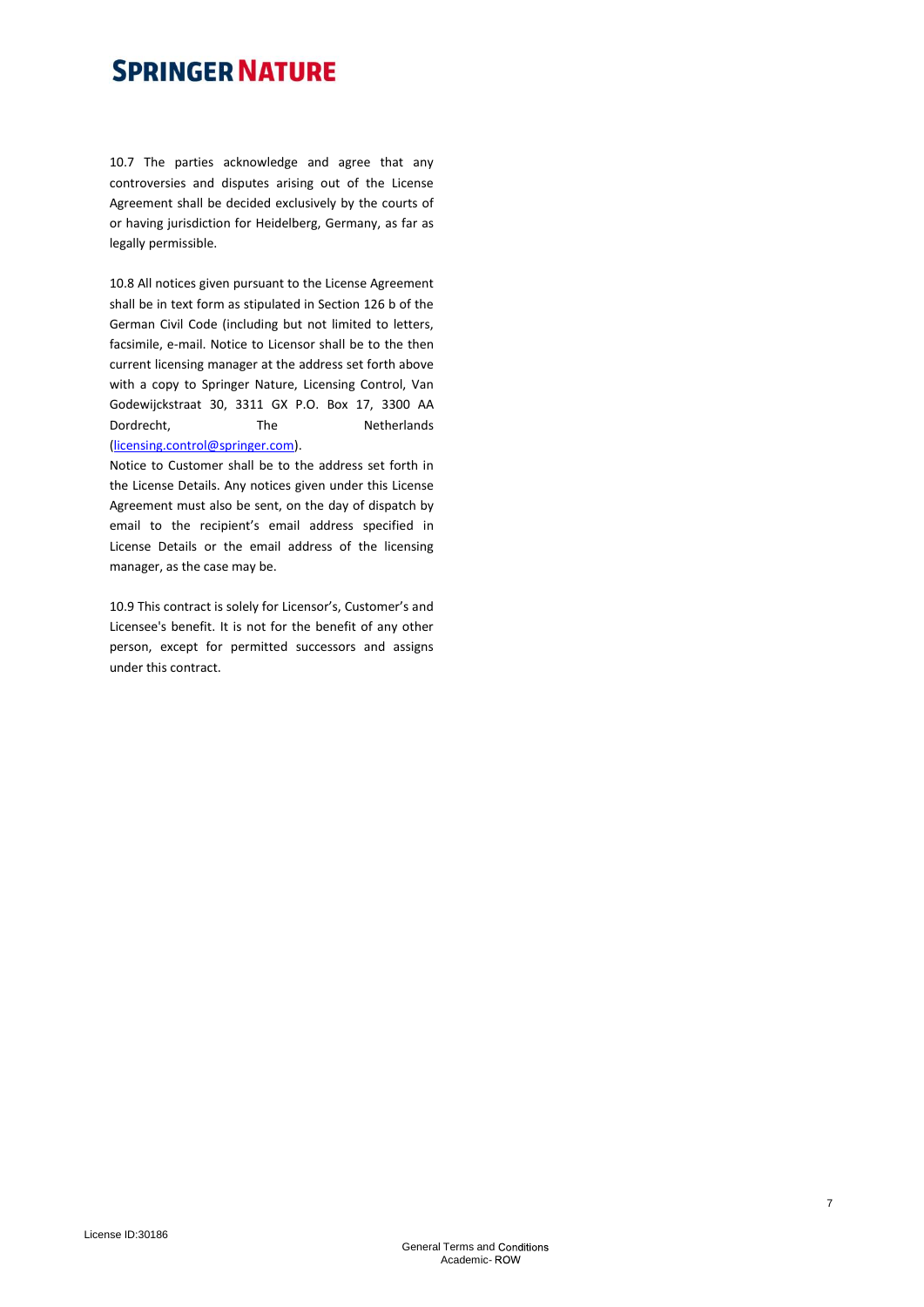10.7 The parties acknowledge and agree that any controversies and disputes arising out of the License Agreement shall be decided exclusively by the courts of or having jurisdiction for Heidelberg, Germany, as far as legally permissible.

10.8 All notices given pursuant to the License Agreement shall be in text form as stipulated in Section 126 b of the German Civil Code (including but not limited to letters, facsimile, e-mail. Notice to Licensor shall be to the then current licensing manager at the address set forth above with a copy to Springer Nature, Licensing Control, Van Godewijckstraat 30, 3311 GX P.O. Box 17, 3300 AA Dordrecht, The Netherlands (licensing.control@springer.com).

Notice to Customer shall be to the address set forth in the License Details. Any notices given under this License Agreement must also be sent, on the day of dispatch by email to the recipient's email address specified in License Details or the email address of the licensing manager, as the case may be.

10.9 This contract is solely for Licensor's, Customer's and Licensee's benefit. It is not for the benefit of any other person, except for permitted successors and assigns under this contract.